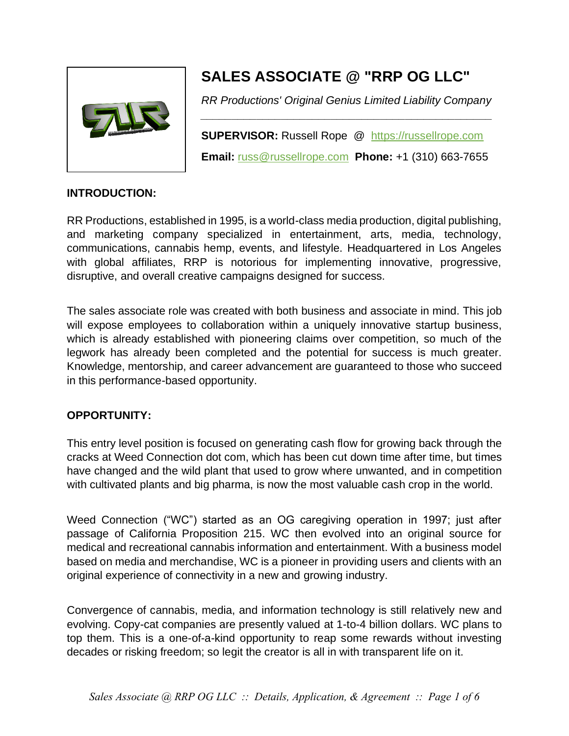# SALES ASSOCIATE @ "RRP OG LLC"

*RR Productions' Original Genius Limited Liability Company*

---

**SUPERVISOR:** Russell Rope @ https://russellrope.com

**Email:** russ@russellrope.com **Phone:** +1 (310) 663-7655

**INTRODUCTION:**

RR Productions, established in 1995, is a world-class media production, digital publishing, and marketing company specialized in entertainment, arts, media, technology, communications, cannabis hemp, events, and lifestyle. Headquartered in Los Angeles with global affiliates, RRP is notorious for implementing innovative, progressive, disruptive, and overall creative campaigns designed for success.

The sales associate role was created with both business and associate in mind. This job will expose employees to collaboration within a uniquely innovative startup business, which is already established with pioneering claims over competition, so much of the legwork has already been completed and the potential for success is much greater. Knowledge, mentorship, and career advancement are guaranteed to those who succeed in this performance-based opportunity.

**OPPORTUNITY:**

This entry level position is focused on generating cash flow for growing back through the cracks at Weed Connection dot com, which has been cut down time after time, but times have changed and the wild plant that used to grow where unwanted, and in competition with cultivated plants and big pharma, is now the most valuable cash crop in the world.

Weed Connection ("WC") started as an OG caregiving operation in 1997; just after passage of California Proposition 215. WC then evolved into an original source for medical and recreational cannabis information and entertainment. With a business model based on media and merchandise, WC is a pioneer in providing users and clients with an original experience of connectivity in a new and growing industry.

Convergence of cannabis, media, and information technology is still relatively new and evolving. Copy-cat companies are presently valued at 1-to-4 billion dollars. WC plans to top them. This is a one-of-a-kind opportunity to reap some rewards without investing decades or risking freedom; so legit the creator is all in with transparent life on it.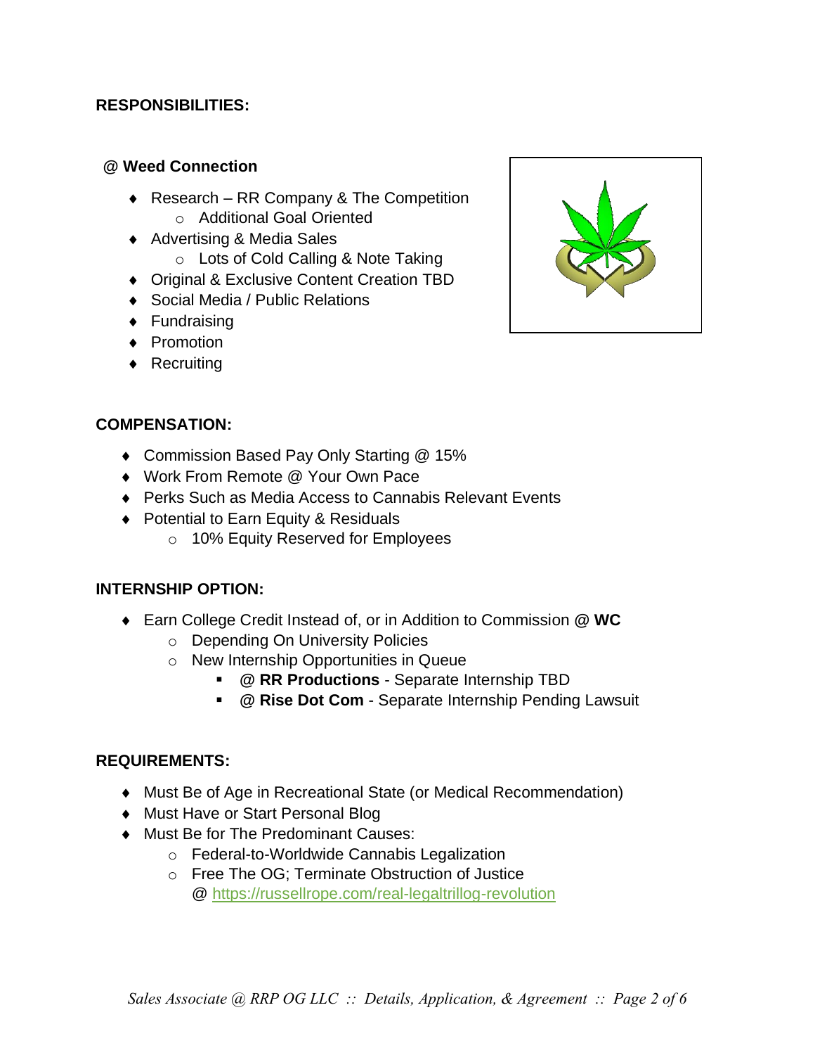**RESPONSIBILITIES:**

**@ Weed Connection**

- Research – RR Company & The Competition
  - Additional Goal Oriented
- Advertising & Media Sales
  - Lots of Cold Calling & Note Taking
- Original & Exclusive Content Creation TBD
- Social Media / Public Relations
- Fundraising
- Promotion
- Recruiting

**COMPENSATION:**

- Commission Based Pay Only Starting @ 15%
- Work From Remote @ Your Own Pace
- Perks Such as Media Access to Cannabis Relevant Events
- Potential to Earn Equity & Residuals
  - 10% Equity Reserved for Employees

**INTERNSHIP OPTION:**

- Earn College Credit Instead of, or in Addition to Commission @ **WC**
  - Depending On University Policies
  - New Internship Opportunities in Queue
    - **@ RR Productions** - Separate Internship TBD
    - **@ Rise Dot Com** - Separate Internship Pending Lawsuit

**REQUIREMENTS:**

- Must Be of Age in Recreational State (or Medical Recommendation)
- Must Have or Start Personal Blog
- Must Be for The Predominant Causes:
  - Federal-to-Worldwide Cannabis Legalization
  - Free The OG; Terminate Obstruction of Justice @ https://russellrope.com/real-legaltrillog-revolution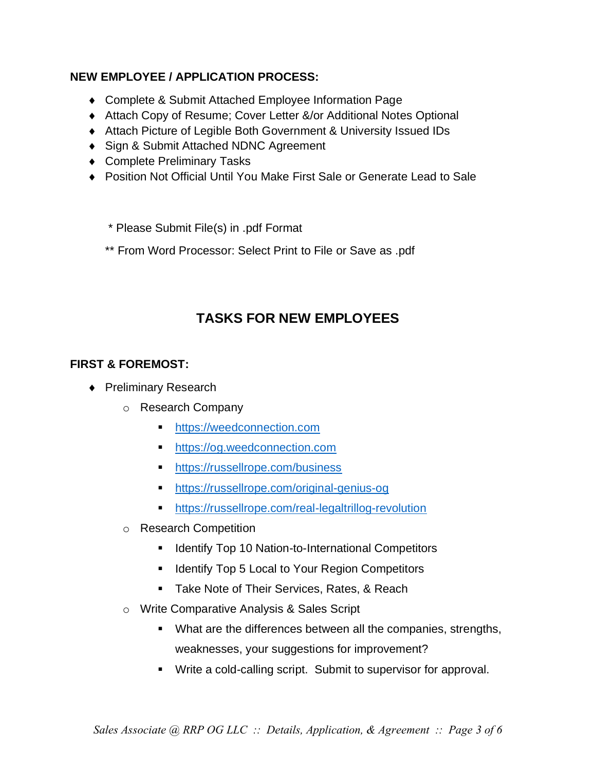**NEW EMPLOYEE / APPLICATION PROCESS:**

- Complete & Submit Attached Employee Information Page
- Attach Copy of Resume; Cover Letter &/or Additional Notes Optional
- Attach Picture of Legible Both Government & University Issued IDs
- Sign & Submit Attached NDNC Agreement
- Complete Preliminary Tasks
- Position Not Official Until You Make First Sale or Generate Lead to Sale

\* Please Submit File(s) in .pdf Format

\*\* From Word Processor: Select Print to File or Save as .pdf

## TASKS FOR NEW EMPLOYEES

**FIRST & FOREMOST:**

- Preliminary Research
  - Research Company
    - [https://weedconnection.com](https://weedconnection.com)
    - [https://og.weedconnection.com](https://og.weedconnection.com)
    - [https://russellrope.com/business](https://russellrope.com/business)
    - [https://russellrope.com/original-genius-og](https://russellrope.com/original-genius-og)
    - [https://russellrope.com/real-legaltrillog-revolution](https://russellrope.com/real-legaltrillog-revolution)
  - Research Competition
    - Identify Top 10 Nation-to-International Competitors
    - Identify Top 5 Local to Your Region Competitors
    - Take Note of Their Services, Rates, & Reach
  - Write Comparative Analysis & Sales Script
    - What are the differences between all the companies, strengths, weaknesses, your suggestions for improvement?
    - Write a cold-calling script. Submit to supervisor for approval.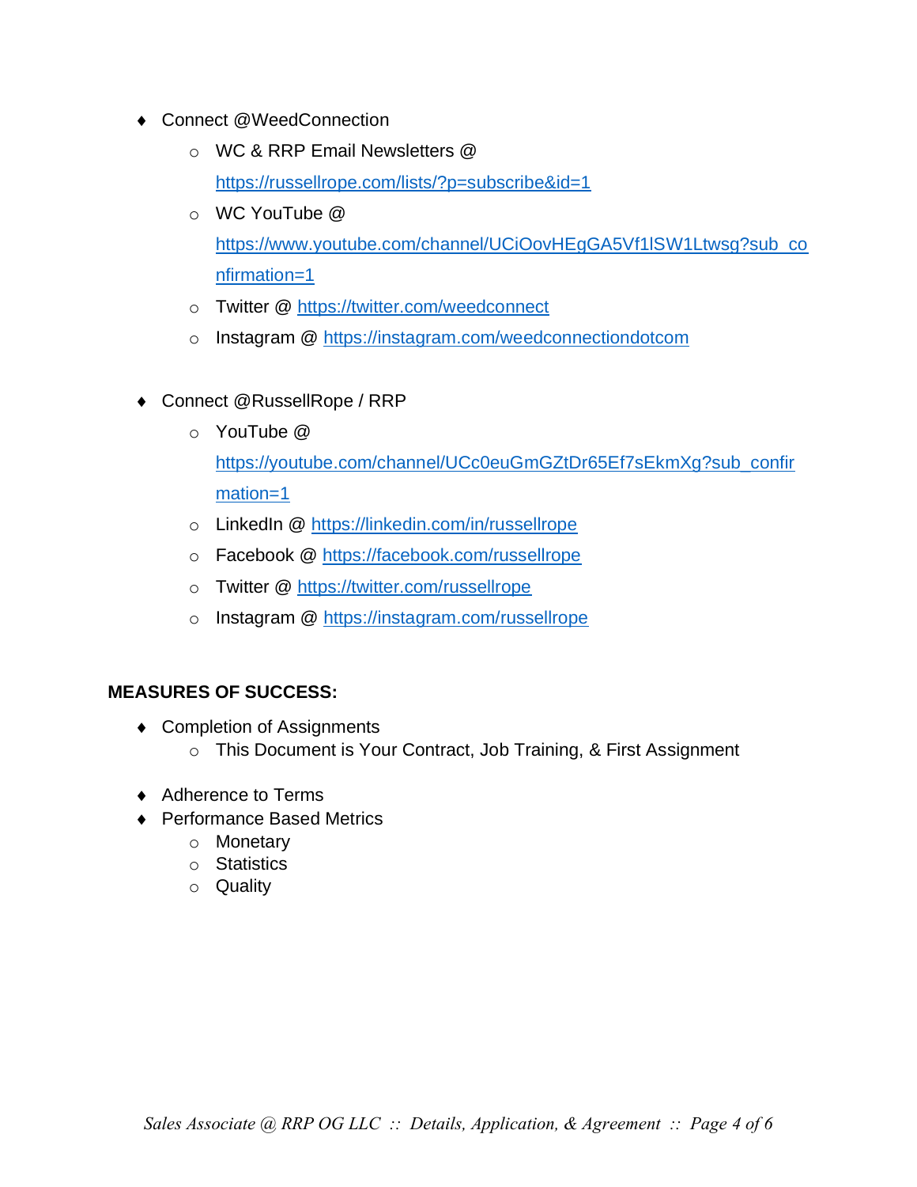- Connect @WeedConnection
  - WC & RRP Email Newsletters @ https://russellrope.com/lists/?p=subscribe&id=1
  - WC YouTube @ https://www.youtube.com/channel/UCiOovHEgGA5Vf1lSW1Ltwsg?sub_confirmation=1
  - Twitter @ https://twitter.com/weedconnect
  - Instagram @ https://instagram.com/weedconnectiondotcom

- Connect @RussellRope / RRP
  - YouTube @ https://youtube.com/channel/UCc0euGmGZtDr65Ef7sEkmXg?sub_confirmation=1
  - LinkedIn @ https://linkedin.com/in/russellrope
  - Facebook @ https://facebook.com/russellrope
  - Twitter @ https://twitter.com/russellrope
  - Instagram @ https://instagram.com/russellrope

**MEASURES OF SUCCESS:**

- Completion of Assignments
  - This Document is Your Contract, Job Training, & First Assignment

- Adherence to Terms
- Performance Based Metrics
  - Monetary
  - Statistics
  - Quality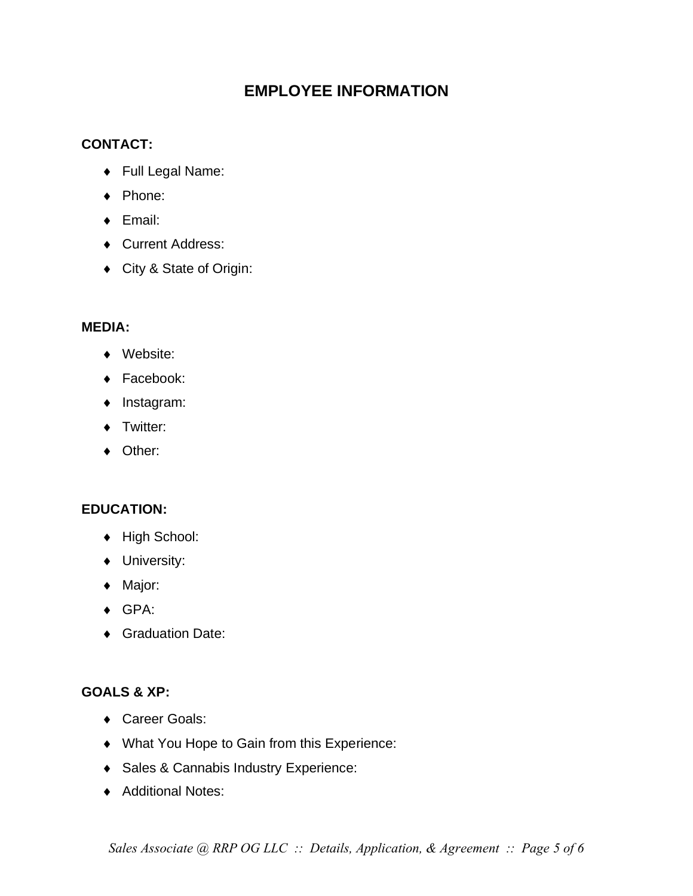# EMPLOYEE INFORMATION

**CONTACT:**

- Full Legal Name:
- Phone:
- Email:
- Current Address:
- City & State of Origin:

**MEDIA:**

- Website:
- Facebook:
- Instagram:
- Twitter:
- Other:

**EDUCATION:**

- High School:
- University:
- Major:
- GPA:
- Graduation Date:

**GOALS & XP:**

- Career Goals:
- What You Hope to Gain from this Experience:
- Sales & Cannabis Industry Experience:
- Additional Notes: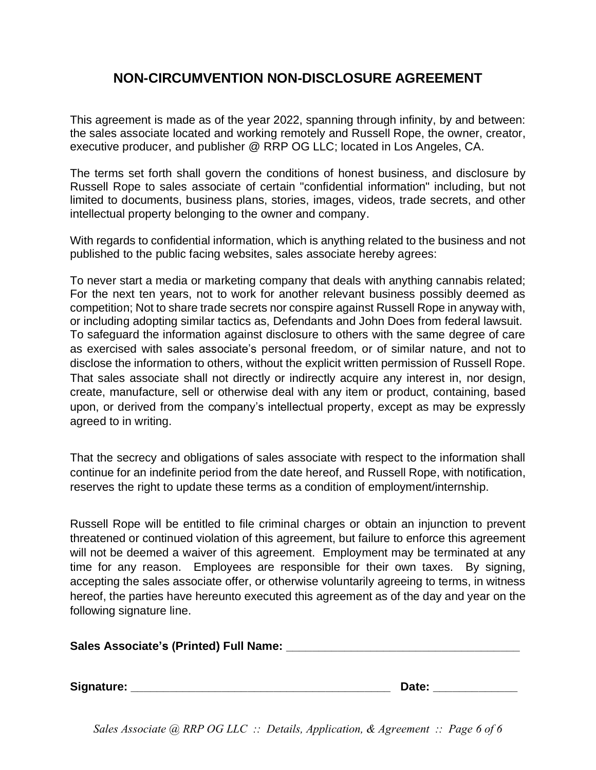# NON-CIRCUMVENTION NON-DISCLOSURE AGREEMENT

This agreement is made as of the year 2022, spanning through infinity, by and between: the sales associate located and working remotely and Russell Rope, the owner, creator, executive producer, and publisher @ RRP OG LLC; located in Los Angeles, CA.

The terms set forth shall govern the conditions of honest business, and disclosure by Russell Rope to sales associate of certain "confidential information" including, but not limited to documents, business plans, stories, images, videos, trade secrets, and other intellectual property belonging to the owner and company.

With regards to confidential information, which is anything related to the business and not published to the public facing websites, sales associate hereby agrees:

To never start a media or marketing company that deals with anything cannabis related; For the next ten years, not to work for another relevant business possibly deemed as competition; Not to share trade secrets nor conspire against Russell Rope in anyway with, or including adopting similar tactics as, Defendants and John Does from federal lawsuit. To safeguard the information against disclosure to others with the same degree of care as exercised with sales associate's personal freedom, or of similar nature, and not to disclose the information to others, without the explicit written permission of Russell Rope. That sales associate shall not directly or indirectly acquire any interest in, nor design, create, manufacture, sell or otherwise deal with any item or product, containing, based upon, or derived from the company's intellectual property, except as may be expressly agreed to in writing.

That the secrecy and obligations of sales associate with respect to the information shall continue for an indefinite period from the date hereof, and Russell Rope, with notification, reserves the right to update these terms as a condition of employment/internship.

Russell Rope will be entitled to file criminal charges or obtain an injunction to prevent threatened or continued violation of this agreement, but failure to enforce this agreement will not be deemed a waiver of this agreement. Employment may be terminated at any time for any reason. Employees are responsible for their own taxes. By signing, accepting the sales associate offer, or otherwise voluntarily agreeing to terms, in witness hereof, the parties have hereunto executed this agreement as of the day and year on the following signature line.

**Sales Associate's (Printed) Full Name:** ____________________________________

**Signature:** _________________________________________ **Date:** _____________